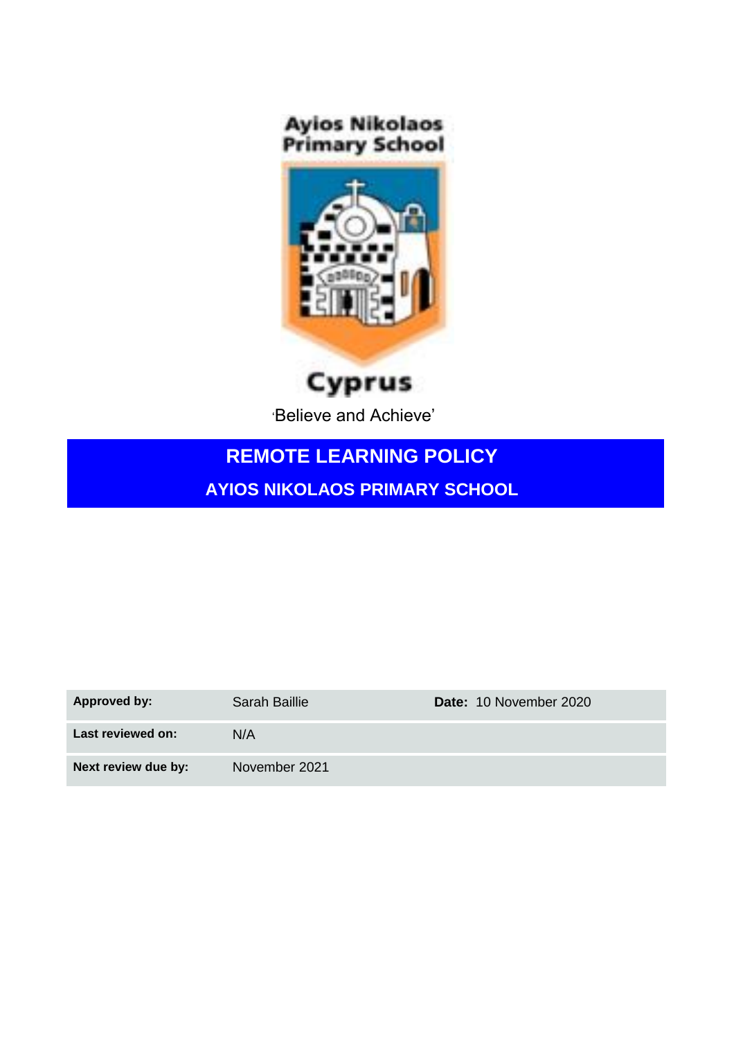Ayios Nikolaos
Primary School

Cyprus

'Believe and Achieve'

# REMOTE LEARNING POLICY

## AYIOS NIKOLAOS PRIMARY SCHOOL

| | | |
|---|---|---|
| **Approved by:** | Sarah Baillie | **Date:** 10 November 2020 |
| **Last reviewed on:** | N/A | |
| **Next review due by:** | November 2021 | |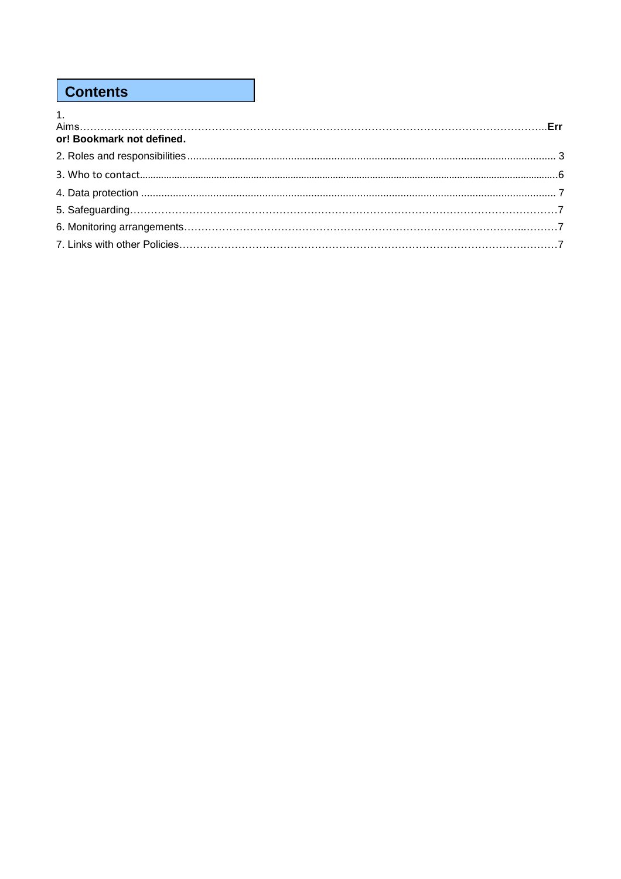## Contents

1. Aims……………………………………………………………………………………………………………………..**Error! Bookmark not defined.**

2. Roles and responsibilities ........................................................................................................................ 3

3. Who to contact.......................................................................................................................................................6

4. Data protection ........................................................................................................................................ 7

5. Safeguarding………………………………………………………………………………………………………7

6. Monitoring arrangements……………………………………………………………………………………..………7

7. Links with other Policies……………………………………………………………………………………….….……7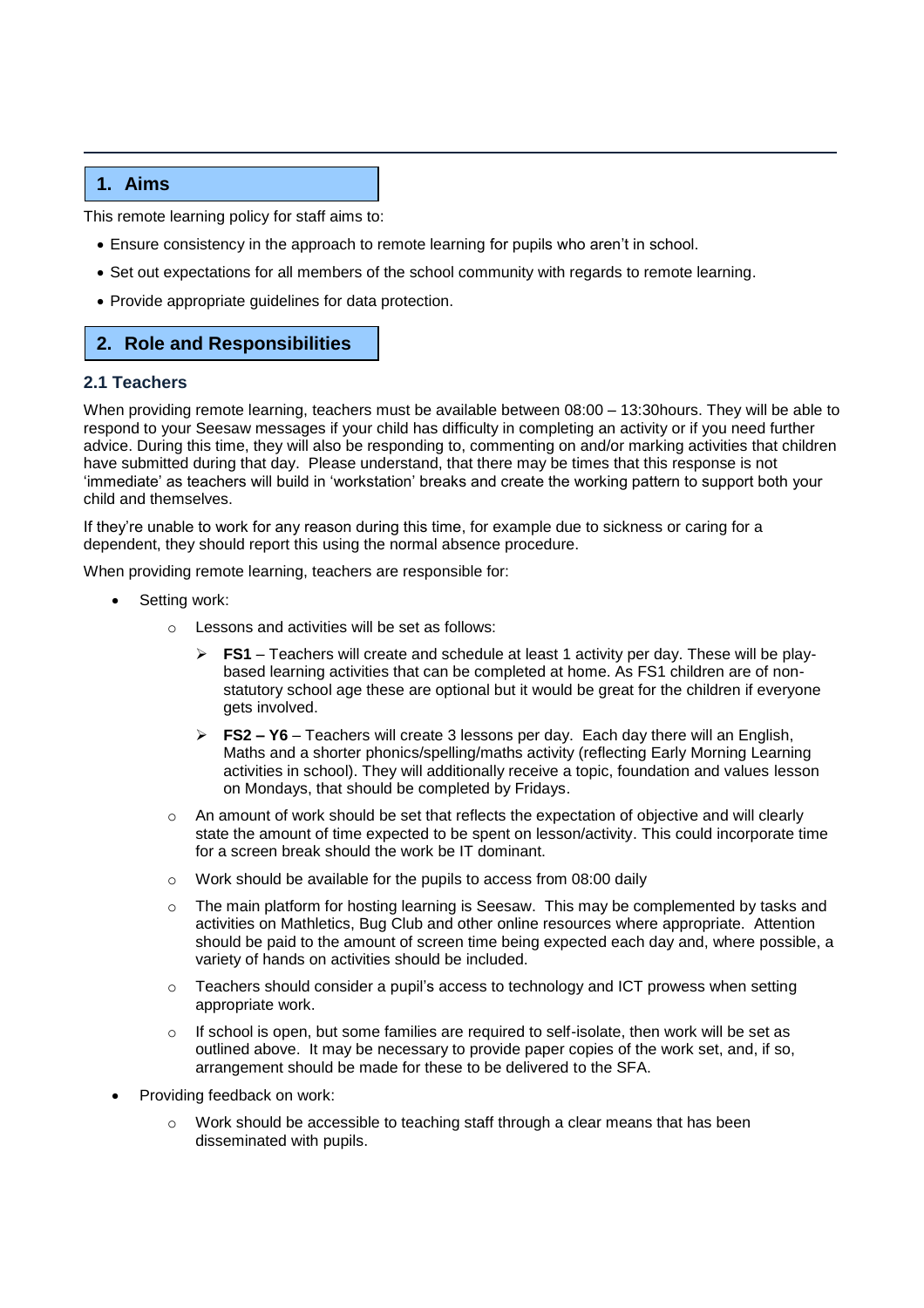## 1. Aims

This remote learning policy for staff aims to:

- Ensure consistency in the approach to remote learning for pupils who aren't in school.
- Set out expectations for all members of the school community with regards to remote learning.
- Provide appropriate guidelines for data protection.

## 2. Role and Responsibilities

### 2.1 Teachers

When providing remote learning, teachers must be available between 08:00 – 13:30hours. They will be able to respond to your Seesaw messages if your child has difficulty in completing an activity or if you need further advice. During this time, they will also be responding to, commenting on and/or marking activities that children have submitted during that day. Please understand, that there may be times that this response is not 'immediate' as teachers will build in 'workstation' breaks and create the working pattern to support both your child and themselves.

If they're unable to work for any reason during this time, for example due to sickness or caring for a dependent, they should report this using the normal absence procedure.

When providing remote learning, teachers are responsible for:

- Setting work:
  - Lessons and activities will be set as follows:
    - **FS1** – Teachers will create and schedule at least 1 activity per day. These will be play-based learning activities that can be completed at home. As FS1 children are of non-statutory school age these are optional but it would be great for the children if everyone gets involved.
    - **FS2 – Y6** – Teachers will create 3 lessons per day. Each day there will an English, Maths and a shorter phonics/spelling/maths activity (reflecting Early Morning Learning activities in school). They will additionally receive a topic, foundation and values lesson on Mondays, that should be completed by Fridays.
  - An amount of work should be set that reflects the expectation of objective and will clearly state the amount of time expected to be spent on lesson/activity. This could incorporate time for a screen break should the work be IT dominant.
  - Work should be available for the pupils to access from 08:00 daily
  - The main platform for hosting learning is Seesaw. This may be complemented by tasks and activities on Mathletics, Bug Club and other online resources where appropriate. Attention should be paid to the amount of screen time being expected each day and, where possible, a variety of hands on activities should be included.
  - Teachers should consider a pupil's access to technology and ICT prowess when setting appropriate work.
  - If school is open, but some families are required to self-isolate, then work will be set as outlined above. It may be necessary to provide paper copies of the work set, and, if so, arrangement should be made for these to be delivered to the SFA.
- Providing feedback on work:
  - Work should be accessible to teaching staff through a clear means that has been disseminated with pupils.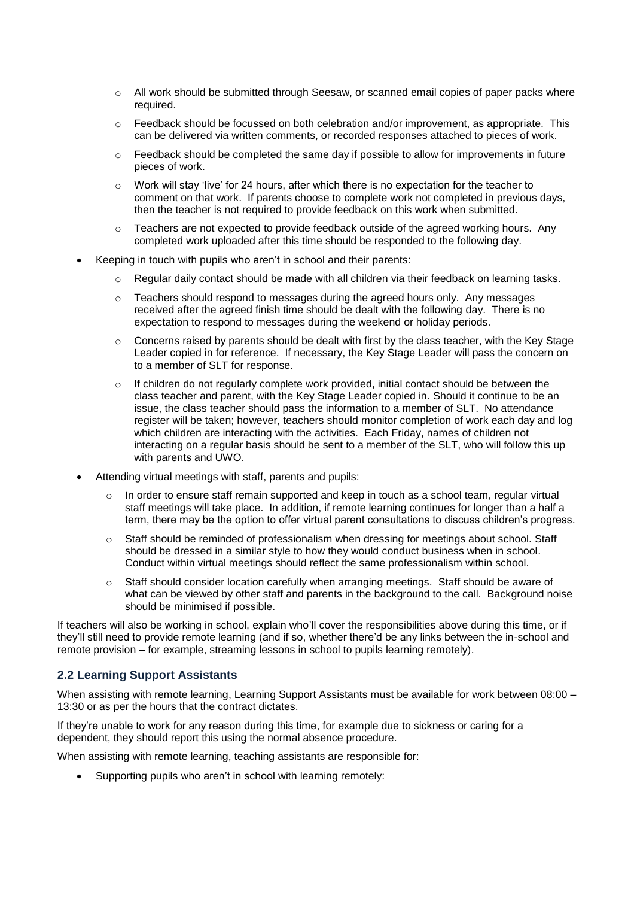- All work should be submitted through Seesaw, or scanned email copies of paper packs where required.
  - Feedback should be focussed on both celebration and/or improvement, as appropriate. This can be delivered via written comments, or recorded responses attached to pieces of work.
  - Feedback should be completed the same day if possible to allow for improvements in future pieces of work.
  - Work will stay 'live' for 24 hours, after which there is no expectation for the teacher to comment on that work. If parents choose to complete work not completed in previous days, then the teacher is not required to provide feedback on this work when submitted.
  - Teachers are not expected to provide feedback outside of the agreed working hours. Any completed work uploaded after this time should be responded to the following day.
- Keeping in touch with pupils who aren't in school and their parents:
  - Regular daily contact should be made with all children via their feedback on learning tasks.
  - Teachers should respond to messages during the agreed hours only. Any messages received after the agreed finish time should be dealt with the following day. There is no expectation to respond to messages during the weekend or holiday periods.
  - Concerns raised by parents should be dealt with first by the class teacher, with the Key Stage Leader copied in for reference. If necessary, the Key Stage Leader will pass the concern on to a member of SLT for response.
  - If children do not regularly complete work provided, initial contact should be between the class teacher and parent, with the Key Stage Leader copied in. Should it continue to be an issue, the class teacher should pass the information to a member of SLT. No attendance register will be taken; however, teachers should monitor completion of work each day and log which children are interacting with the activities. Each Friday, names of children not interacting on a regular basis should be sent to a member of the SLT, who will follow this up with parents and UWO.
- Attending virtual meetings with staff, parents and pupils:
  - In order to ensure staff remain supported and keep in touch as a school team, regular virtual staff meetings will take place. In addition, if remote learning continues for longer than a half a term, there may be the option to offer virtual parent consultations to discuss children's progress.
  - Staff should be reminded of professionalism when dressing for meetings about school. Staff should be dressed in a similar style to how they would conduct business when in school. Conduct within virtual meetings should reflect the same professionalism within school.
  - Staff should consider location carefully when arranging meetings. Staff should be aware of what can be viewed by other staff and parents in the background to the call. Background noise should be minimised if possible.

If teachers will also be working in school, explain who'll cover the responsibilities above during this time, or if they'll still need to provide remote learning (and if so, whether there'd be any links between the in-school and remote provision – for example, streaming lessons in school to pupils learning remotely).

## 2.2 Learning Support Assistants

When assisting with remote learning, Learning Support Assistants must be available for work between 08:00 – 13:30 or as per the hours that the contract dictates.

If they're unable to work for any reason during this time, for example due to sickness or caring for a dependent, they should report this using the normal absence procedure.

When assisting with remote learning, teaching assistants are responsible for:

- Supporting pupils who aren't in school with learning remotely: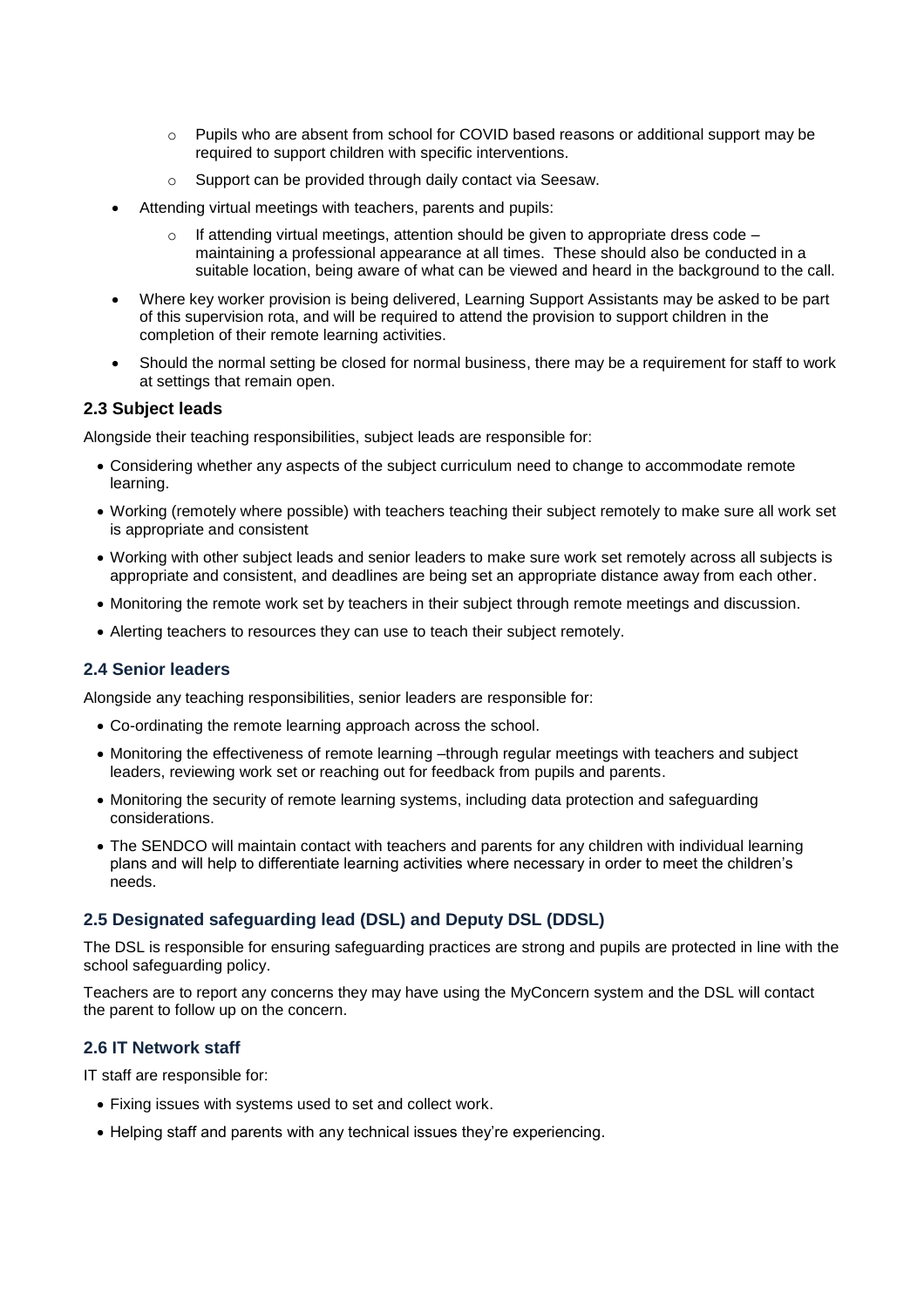- Pupils who are absent from school for COVID based reasons or additional support may be required to support children with specific interventions.
    - Support can be provided through daily contact via Seesaw.
- Attending virtual meetings with teachers, parents and pupils:
    - If attending virtual meetings, attention should be given to appropriate dress code – maintaining a professional appearance at all times. These should also be conducted in a suitable location, being aware of what can be viewed and heard in the background to the call.
- Where key worker provision is being delivered, Learning Support Assistants may be asked to be part of this supervision rota, and will be required to attend the provision to support children in the completion of their remote learning activities.
- Should the normal setting be closed for normal business, there may be a requirement for staff to work at settings that remain open.

### 2.3 Subject leads

Alongside their teaching responsibilities, subject leads are responsible for:

- Considering whether any aspects of the subject curriculum need to change to accommodate remote learning.
- Working (remotely where possible) with teachers teaching their subject remotely to make sure all work set is appropriate and consistent
- Working with other subject leads and senior leaders to make sure work set remotely across all subjects is appropriate and consistent, and deadlines are being set an appropriate distance away from each other.
- Monitoring the remote work set by teachers in their subject through remote meetings and discussion.
- Alerting teachers to resources they can use to teach their subject remotely.

### 2.4 Senior leaders

Alongside any teaching responsibilities, senior leaders are responsible for:

- Co-ordinating the remote learning approach across the school.
- Monitoring the effectiveness of remote learning –through regular meetings with teachers and subject leaders, reviewing work set or reaching out for feedback from pupils and parents.
- Monitoring the security of remote learning systems, including data protection and safeguarding considerations.
- The SENDCO will maintain contact with teachers and parents for any children with individual learning plans and will help to differentiate learning activities where necessary in order to meet the children's needs.

### 2.5 Designated safeguarding lead (DSL) and Deputy DSL (DDSL)

The DSL is responsible for ensuring safeguarding practices are strong and pupils are protected in line with the school safeguarding policy.

Teachers are to report any concerns they may have using the MyConcern system and the DSL will contact the parent to follow up on the concern.

### 2.6 IT Network staff

IT staff are responsible for:

- Fixing issues with systems used to set and collect work.
- Helping staff and parents with any technical issues they're experiencing.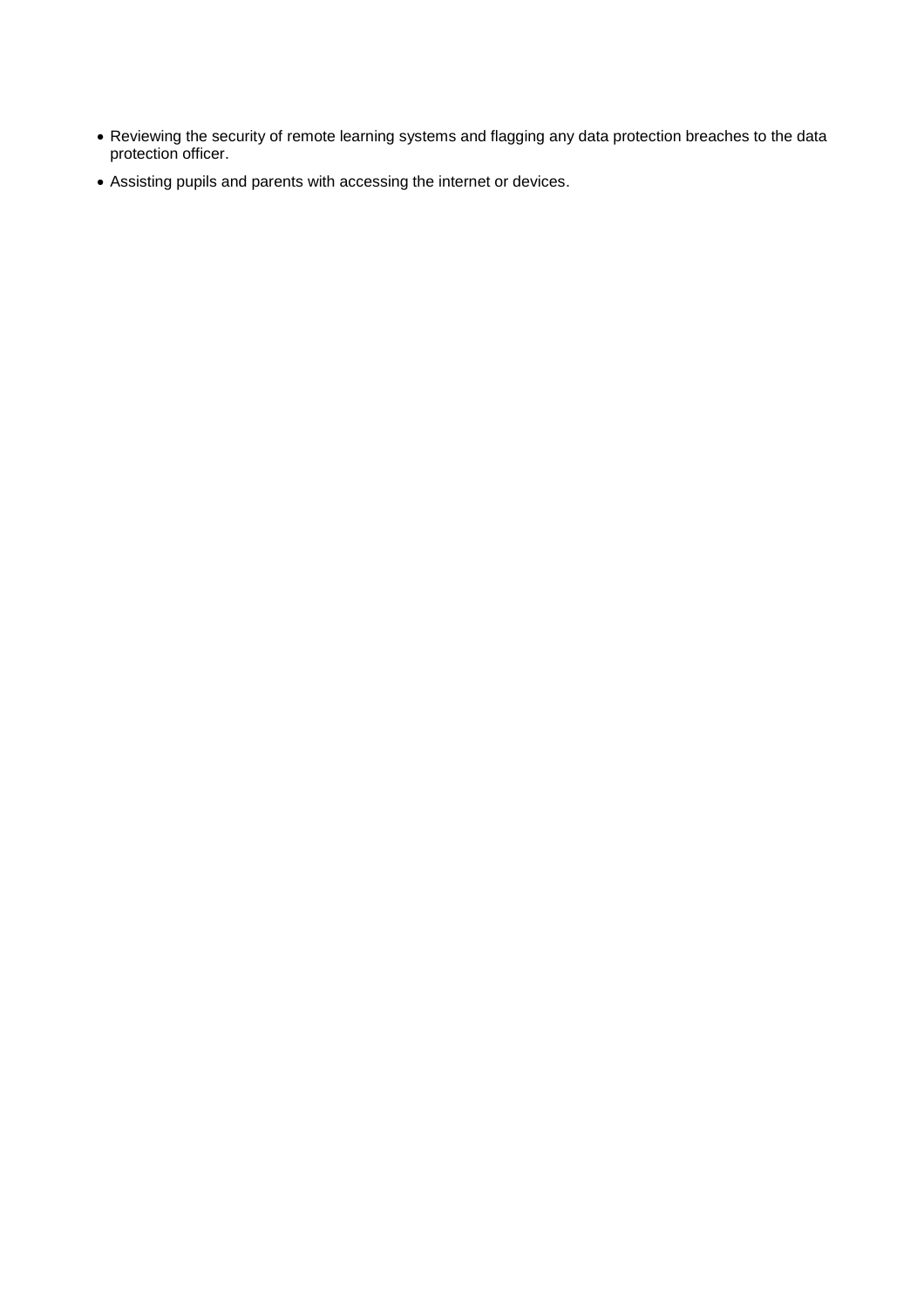- Reviewing the security of remote learning systems and flagging any data protection breaches to the data protection officer.
- Assisting pupils and parents with accessing the internet or devices.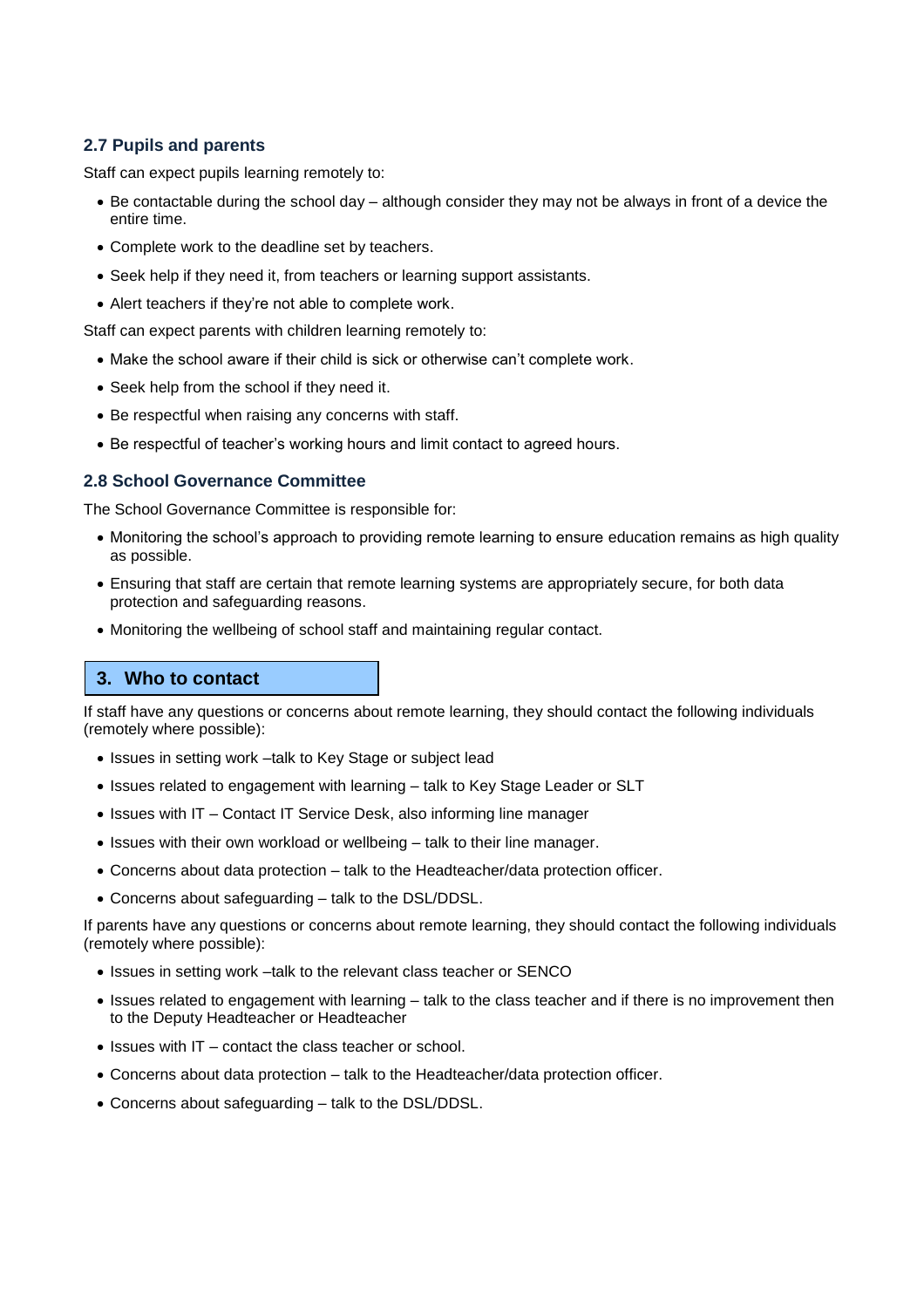### 2.7 Pupils and parents

Staff can expect pupils learning remotely to:

- Be contactable during the school day – although consider they may not be always in front of a device the entire time.
- Complete work to the deadline set by teachers.
- Seek help if they need it, from teachers or learning support assistants.
- Alert teachers if they're not able to complete work.

Staff can expect parents with children learning remotely to:

- Make the school aware if their child is sick or otherwise can't complete work.
- Seek help from the school if they need it.
- Be respectful when raising any concerns with staff.
- Be respectful of teacher's working hours and limit contact to agreed hours.

### 2.8 School Governance Committee

The School Governance Committee is responsible for:

- Monitoring the school's approach to providing remote learning to ensure education remains as high quality as possible.
- Ensuring that staff are certain that remote learning systems are appropriately secure, for both data protection and safeguarding reasons.
- Monitoring the wellbeing of school staff and maintaining regular contact.

## 3. Who to contact

If staff have any questions or concerns about remote learning, they should contact the following individuals (remotely where possible):

- Issues in setting work –talk to Key Stage or subject lead
- Issues related to engagement with learning – talk to Key Stage Leader or SLT
- Issues with IT – Contact IT Service Desk, also informing line manager
- Issues with their own workload or wellbeing – talk to their line manager.
- Concerns about data protection – talk to the Headteacher/data protection officer.
- Concerns about safeguarding – talk to the DSL/DDSL.

If parents have any questions or concerns about remote learning, they should contact the following individuals (remotely where possible):

- Issues in setting work –talk to the relevant class teacher or SENCO
- Issues related to engagement with learning – talk to the class teacher and if there is no improvement then to the Deputy Headteacher or Headteacher
- Issues with IT – contact the class teacher or school.
- Concerns about data protection – talk to the Headteacher/data protection officer.
- Concerns about safeguarding – talk to the DSL/DDSL.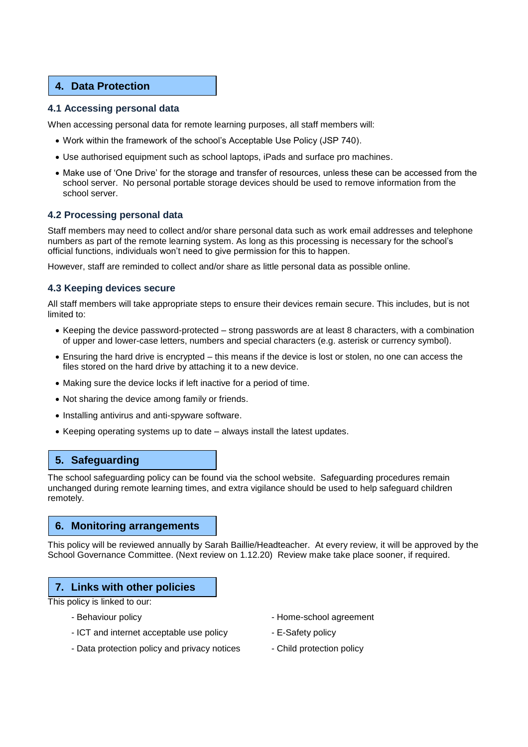## 4. Data Protection

### 4.1 Accessing personal data

When accessing personal data for remote learning purposes, all staff members will:

- Work within the framework of the school's Acceptable Use Policy (JSP 740).
- Use authorised equipment such as school laptops, iPads and surface pro machines.
- Make use of 'One Drive' for the storage and transfer of resources, unless these can be accessed from the school server. No personal portable storage devices should be used to remove information from the school server.

### 4.2 Processing personal data

Staff members may need to collect and/or share personal data such as work email addresses and telephone numbers as part of the remote learning system. As long as this processing is necessary for the school's official functions, individuals won't need to give permission for this to happen.

However, staff are reminded to collect and/or share as little personal data as possible online.

### 4.3 Keeping devices secure

All staff members will take appropriate steps to ensure their devices remain secure. This includes, but is not limited to:

- Keeping the device password-protected – strong passwords are at least 8 characters, with a combination of upper and lower-case letters, numbers and special characters (e.g. asterisk or currency symbol).
- Ensuring the hard drive is encrypted – this means if the device is lost or stolen, no one can access the files stored on the hard drive by attaching it to a new device.
- Making sure the device locks if left inactive for a period of time.
- Not sharing the device among family or friends.
- Installing antivirus and anti-spyware software.
- Keeping operating systems up to date – always install the latest updates.

## 5. Safeguarding

The school safeguarding policy can be found via the school website. Safeguarding procedures remain unchanged during remote learning times, and extra vigilance should be used to help safeguard children remotely.

## 6. Monitoring arrangements

This policy will be reviewed annually by Sarah Baillie/Headteacher. At every review, it will be approved by the School Governance Committee. (Next review on 1.12.20) Review make take place sooner, if required.

## 7. Links with other policies

This policy is linked to our:

- Behaviour policy
- ICT and internet acceptable use policy
- Data protection policy and privacy notices
- Home-school agreement
- E-Safety policy
- Child protection policy